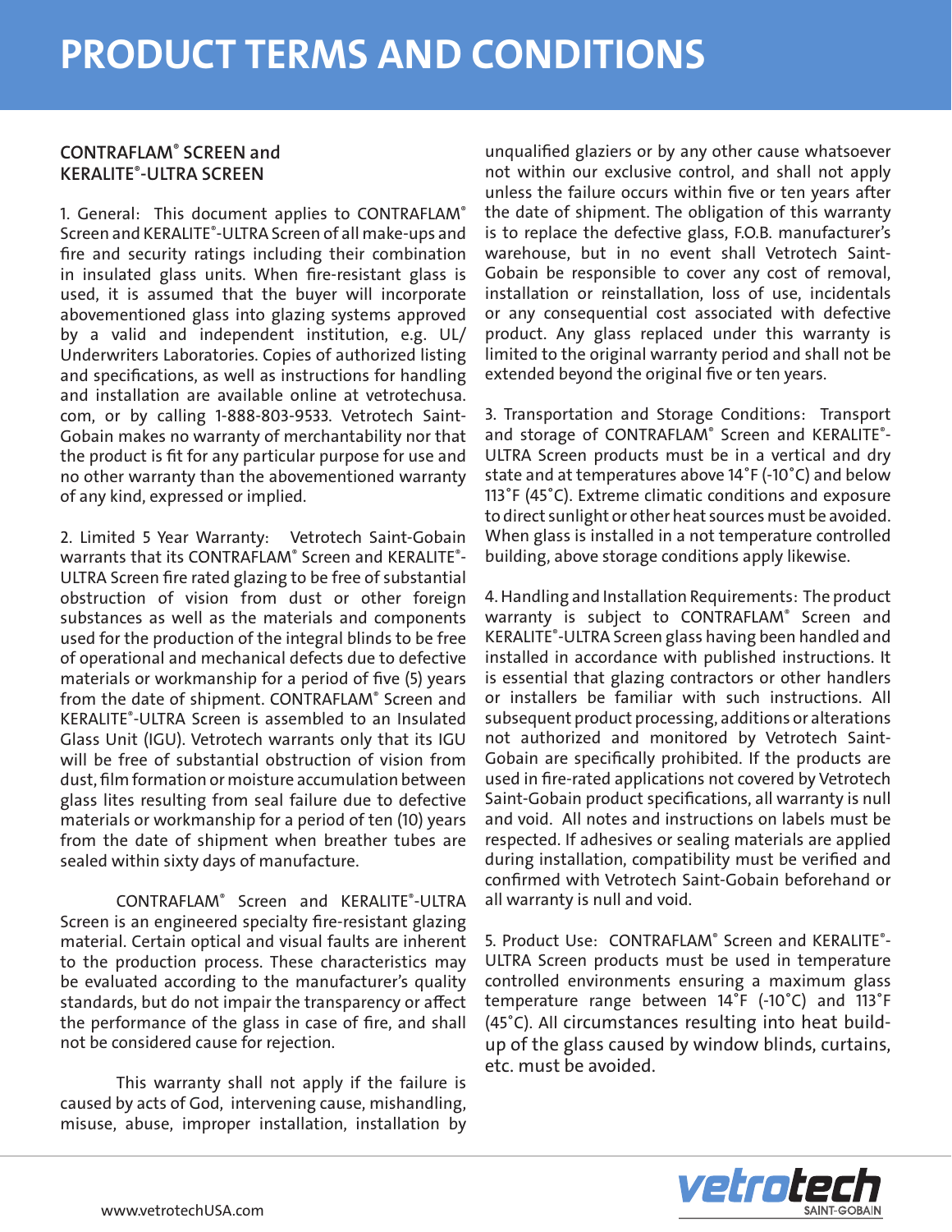# PRODUCT TERMS AND CONDITIONS

## CONTRAFLAM® SCREEN and KERALITE®-ULTRA SCREEN

1. General: This document applies to CONTRAFLAM® Screen and KERALITE®-ULTRA Screen of all make-ups and fire and security ratings including their combination in insulated glass units. When fire-resistant glass is used, it is assumed that the buyer will incorporate abovementioned glass into glazing systems approved by a valid and independent institution, e.g. UL/ Underwriters Laboratories. Copies of authorized listing and specifications, as well as instructions for handling and installation are available online at vetrotechusa.com, or by calling 1-888-803-9533. Vetrotech Saint-Gobain makes no warranty of merchantability nor that the product is fit for any particular purpose for use and no other warranty than the abovementioned warranty of any kind, expressed or implied.

2. Limited 5 Year Warranty: Vetrotech Saint-Gobain warrants that its CONTRAFLAM® Screen and KERALITE®-ULTRA Screen fire rated glazing to be free of substantial obstruction of vision from dust or other foreign substances as well as the materials and components used for the production of the integral blinds to be free of operational and mechanical defects due to defective materials or workmanship for a period of five (5) years from the date of shipment. CONTRAFLAM® Screen and KERALITE®-ULTRA Screen is assembled to an Insulated Glass Unit (IGU). Vetrotech warrants only that its IGU will be free of substantial obstruction of vision from dust, film formation or moisture accumulation between glass lites resulting from seal failure due to defective materials or workmanship for a period of ten (10) years from the date of shipment when breather tubes are sealed within sixty days of manufacture.

CONTRAFLAM® Screen and KERALITE®-ULTRA Screen is an engineered specialty fire-resistant glazing material. Certain optical and visual faults are inherent to the production process. These characteristics may be evaluated according to the manufacturer's quality standards, but do not impair the transparency or affect the performance of the glass in case of fire, and shall not be considered cause for rejection.

This warranty shall not apply if the failure is caused by acts of God, intervening cause, mishandling, misuse, abuse, improper installation, installation by unqualified glaziers or by any other cause whatsoever not within our exclusive control, and shall not apply unless the failure occurs within five or ten years after the date of shipment. The obligation of this warranty is to replace the defective glass, F.O.B. manufacturer's warehouse, but in no event shall Vetrotech Saint-Gobain be responsible to cover any cost of removal, installation or reinstallation, loss of use, incidentals or any consequential cost associated with defective product. Any glass replaced under this warranty is limited to the original warranty period and shall not be extended beyond the original five or ten years.

3. Transportation and Storage Conditions: Transport and storage of CONTRAFLAM® Screen and KERALITE®-ULTRA Screen products must be in a vertical and dry state and at temperatures above 14˚F (-10˚C) and below 113˚F (45˚C). Extreme climatic conditions and exposure to direct sunlight or other heat sources must be avoided. When glass is installed in a not temperature controlled building, above storage conditions apply likewise.

4. Handling and Installation Requirements: The product warranty is subject to CONTRAFLAM® Screen and KERALITE®-ULTRA Screen glass having been handled and installed in accordance with published instructions. It is essential that glazing contractors or other handlers or installers be familiar with such instructions. All subsequent product processing, additions or alterations not authorized and monitored by Vetrotech Saint-Gobain are specifically prohibited. If the products are used in fire-rated applications not covered by Vetrotech Saint-Gobain product specifications, all warranty is null and void. All notes and instructions on labels must be respected. If adhesives or sealing materials are applied during installation, compatibility must be verified and confirmed with Vetrotech Saint-Gobain beforehand or all warranty is null and void.

5. Product Use: CONTRAFLAM® Screen and KERALITE®-ULTRA Screen products must be used in temperature controlled environments ensuring a maximum glass temperature range between 14˚F (-10˚C) and 113˚F (45˚C). All circumstances resulting into heat build-up of the glass caused by window blinds, curtains, etc. must be avoided.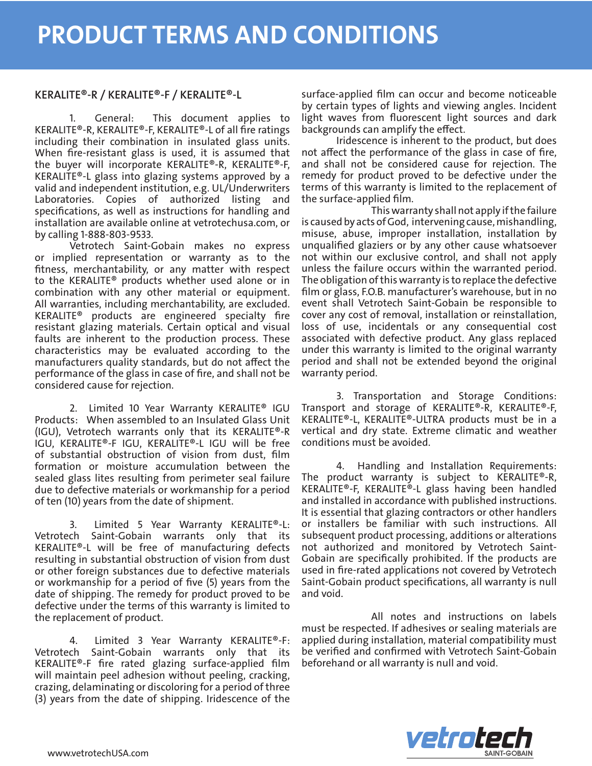# PRODUCT TERMS AND CONDITIONS

## KERALITE®-R / KERALITE®-F / KERALITE®-L

1. General: This document applies to KERALITE®-R, KERALITE®-F, KERALITE®-L of all fire ratings including their combination in insulated glass units. When fire-resistant glass is used, it is assumed that the buyer will incorporate KERALITE®-R, KERALITE®-F, KERALITE®-L glass into glazing systems approved by a valid and independent institution, e.g. UL/Underwriters Laboratories. Copies of authorized listing and specifications, as well as instructions for handling and installation are available online at vetrotechusa.com, or by calling 1-888-803-9533.

Vetrotech Saint-Gobain makes no express or implied representation or warranty as to the fitness, merchantability, or any matter with respect to the KERALITE® products whether used alone or in combination with any other material or equipment. All warranties, including merchantability, are excluded. KERALITE® products are engineered specialty fire resistant glazing materials. Certain optical and visual faults are inherent to the production process. These characteristics may be evaluated according to the manufacturers quality standards, but do not affect the performance of the glass in case of fire, and shall not be considered cause for rejection.

2. Limited 10 Year Warranty KERALITE® IGU Products: When assembled to an Insulated Glass Unit (IGU), Vetrotech warrants only that its KERALITE®-R IGU, KERALITE®-F IGU, KERALITE®-L IGU will be free of substantial obstruction of vision from dust, film formation or moisture accumulation between the sealed glass lites resulting from perimeter seal failure due to defective materials or workmanship for a period of ten (10) years from the date of shipment.

3. Limited 5 Year Warranty KERALITE®-L: Vetrotech Saint-Gobain warrants only that its KERALITE®-L will be free of manufacturing defects resulting in substantial obstruction of vision from dust or other foreign substances due to defective materials or workmanship for a period of five (5) years from the date of shipping. The remedy for product proved to be defective under the terms of this warranty is limited to the replacement of product.

4. Limited 3 Year Warranty KERALITE®-F: Vetrotech Saint-Gobain warrants only that its KERALITE®-F fire rated glazing surface-applied film will maintain peel adhesion without peeling, cracking, crazing, delaminating or discoloring for a period of three (3) years from the date of shipping. Iridescence of the surface-applied film can occur and become noticeable by certain types of lights and viewing angles. Incident light waves from fluorescent light sources and dark backgrounds can amplify the effect.

Iridescence is inherent to the product, but does not affect the performance of the glass in case of fire, and shall not be considered cause for rejection. The remedy for product proved to be defective under the terms of this warranty is limited to the replacement of the surface-applied film.

This warranty shall not apply if the failure is caused by acts of God, intervening cause, mishandling, misuse, abuse, improper installation, installation by unqualified glaziers or by any other cause whatsoever not within our exclusive control, and shall not apply unless the failure occurs within the warranted period. The obligation of this warranty is to replace the defective film or glass, F.O.B. manufacturer's warehouse, but in no event shall Vetrotech Saint-Gobain be responsible to cover any cost of removal, installation or reinstallation, loss of use, incidentals or any consequential cost associated with defective product. Any glass replaced under this warranty is limited to the original warranty period and shall not be extended beyond the original warranty period.

3. Transportation and Storage Conditions: Transport and storage of KERALITE®-R, KERALITE®-F, KERALITE®-L, KERALITE®-ULTRA products must be in a vertical and dry state. Extreme climatic and weather conditions must be avoided.

4. Handling and Installation Requirements: The product warranty is subject to KERALITE®-R, KERALITE®-F, KERALITE®-L glass having been handled and installed in accordance with published instructions. It is essential that glazing contractors or other handlers or installers be familiar with such instructions. All subsequent product processing, additions or alterations not authorized and monitored by Vetrotech Saint-Gobain are specifically prohibited. If the products are used in fire-rated applications not covered by Vetrotech Saint-Gobain product specifications, all warranty is null and void.

All notes and instructions on labels must be respected. If adhesives or sealing materials are applied during installation, material compatibility must be verified and confirmed with Vetrotech Saint-Gobain beforehand or all warranty is null and void.

www.vetrotechUSA.com

vetrotech SAINT-GOBAIN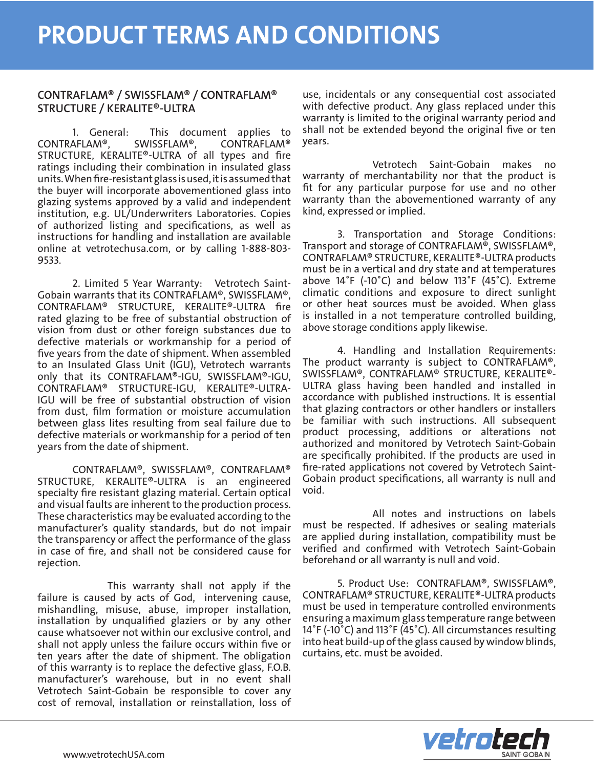# PRODUCT TERMS AND CONDITIONS

## CONTRAFLAM® / SWISSFLAM® / CONTRAFLAM® STRUCTURE / KERALITE®-ULTRA

1. General: This document applies to CONTRAFLAM®, SWISSFLAM®, CONTRAFLAM® STRUCTURE, KERALITE®-ULTRA of all types and fire ratings including their combination in insulated glass units. When fire-resistant glass is used, it is assumed that the buyer will incorporate abovementioned glass into glazing systems approved by a valid and independent institution, e.g. UL/Underwriters Laboratories. Copies of authorized listing and specifications, as well as instructions for handling and installation are available online at vetrotechusa.com, or by calling 1-888-803-9533.

2. Limited 5 Year Warranty: Vetrotech Saint-Gobain warrants that its CONTRAFLAM®, SWISSFLAM®, CONTRAFLAM® STRUCTURE, KERALITE®-ULTRA fire rated glazing to be free of substantial obstruction of vision from dust or other foreign substances due to defective materials or workmanship for a period of five years from the date of shipment. When assembled to an Insulated Glass Unit (IGU), Vetrotech warrants only that its CONTRAFLAM®-IGU, SWISSFLAM®-IGU, CONTRAFLAM® STRUCTURE-IGU, KERALITE®-ULTRA-IGU will be free of substantial obstruction of vision from dust, film formation or moisture accumulation between glass lites resulting from seal failure due to defective materials or workmanship for a period of ten years from the date of shipment.

CONTRAFLAM®, SWISSFLAM®, CONTRAFLAM® STRUCTURE, KERALITE®-ULTRA is an engineered specialty fire resistant glazing material. Certain optical and visual faults are inherent to the production process. These characteristics may be evaluated according to the manufacturer's quality standards, but do not impair the transparency or affect the performance of the glass in case of fire, and shall not be considered cause for rejection.

This warranty shall not apply if the failure is caused by acts of God, intervening cause, mishandling, misuse, abuse, improper installation, installation by unqualified glaziers or by any other cause whatsoever not within our exclusive control, and shall not apply unless the failure occurs within five or ten years after the date of shipment. The obligation of this warranty is to replace the defective glass, F.O.B. manufacturer's warehouse, but in no event shall Vetrotech Saint-Gobain be responsible to cover any cost of removal, installation or reinstallation, loss of use, incidentals or any consequential cost associated with defective product. Any glass replaced under this warranty is limited to the original warranty period and shall not be extended beyond the original five or ten years.

Vetrotech Saint-Gobain makes no warranty of merchantability nor that the product is fit for any particular purpose for use and no other warranty than the abovementioned warranty of any kind, expressed or implied.

3. Transportation and Storage Conditions: Transport and storage of CONTRAFLAM®, SWISSFLAM®, CONTRAFLAM® STRUCTURE, KERALITE®-ULTRA products must be in a vertical and dry state and at temperatures above 14˚F (-10˚C) and below 113˚F (45˚C). Extreme climatic conditions and exposure to direct sunlight or other heat sources must be avoided. When glass is installed in a not temperature controlled building, above storage conditions apply likewise.

4. Handling and Installation Requirements: The product warranty is subject to CONTRAFLAM®, SWISSFLAM®, CONTRAFLAM® STRUCTURE, KERALITE®-ULTRA glass having been handled and installed in accordance with published instructions. It is essential that glazing contractors or other handlers or installers be familiar with such instructions. All subsequent product processing, additions or alterations not authorized and monitored by Vetrotech Saint-Gobain are specifically prohibited. If the products are used in fire-rated applications not covered by Vetrotech Saint-Gobain product specifications, all warranty is null and void.

All notes and instructions on labels must be respected. If adhesives or sealing materials are applied during installation, compatibility must be verified and confirmed with Vetrotech Saint-Gobain beforehand or all warranty is null and void.

5. Product Use: CONTRAFLAM®, SWISSFLAM®, CONTRAFLAM® STRUCTURE, KERALITE®-ULTRA products must be used in temperature controlled environments ensuring a maximum glass temperature range between 14˚F (-10˚C) and 113˚F (45˚C). All circumstances resulting into heat build-up of the glass caused by window blinds, curtains, etc. must be avoided.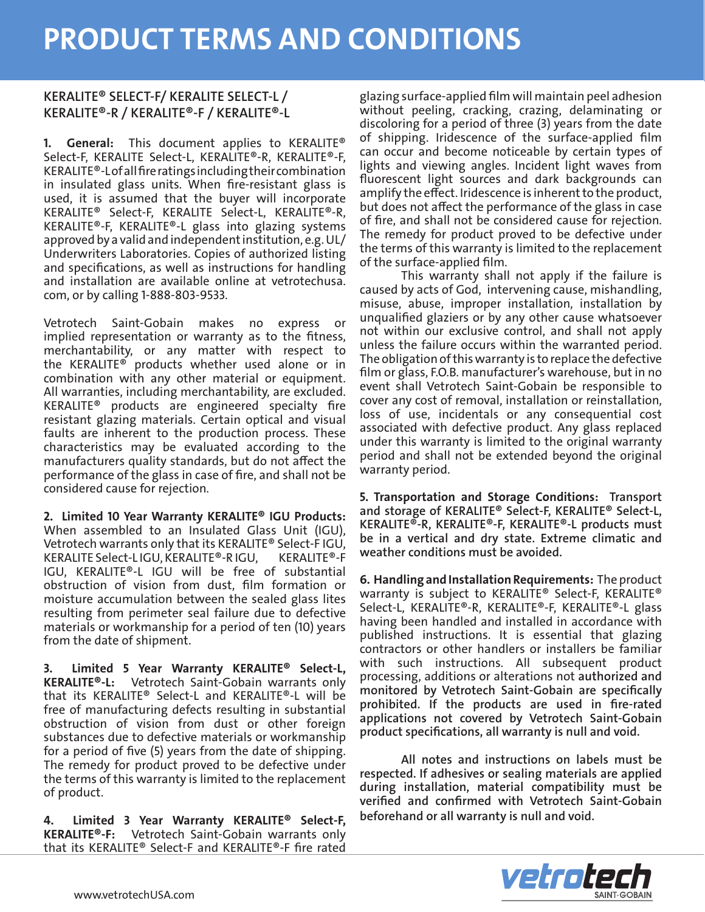# PRODUCT TERMS AND CONDITIONS

## KERALITE® SELECT-F/ KERALITE SELECT-L / KERALITE®-R / KERALITE®-F / KERALITE®-L

**1. General:** This document applies to KERALITE® Select-F, KERALITE Select-L, KERALITE®-R, KERALITE®-F, KERALITE®-L of all fire ratings including their combination in insulated glass units. When fire-resistant glass is used, it is assumed that the buyer will incorporate KERALITE® Select-F, KERALITE Select-L, KERALITE®-R, KERALITE®-F, KERALITE®-L glass into glazing systems approved by a valid and independent institution, e.g. UL/ Underwriters Laboratories. Copies of authorized listing and specifications, as well as instructions for handling and installation are available online at vetrotechusa.com, or by calling 1-888-803-9533.

Vetrotech Saint-Gobain makes no express or implied representation or warranty as to the fitness, merchantability, or any matter with respect to the KERALITE® products whether used alone or in combination with any other material or equipment. All warranties, including merchantability, are excluded. KERALITE® products are engineered specialty fire resistant glazing materials. Certain optical and visual faults are inherent to the production process. These characteristics may be evaluated according to the manufacturers quality standards, but do not affect the performance of the glass in case of fire, and shall not be considered cause for rejection.

**2. Limited 10 Year Warranty KERALITE® IGU Products:** When assembled to an Insulated Glass Unit (IGU), Vetrotech warrants only that its KERALITE® Select-F IGU, KERALITE Select-L IGU, KERALITE®-R IGU, KERALITE®-F IGU, KERALITE®-L IGU will be free of substantial obstruction of vision from dust, film formation or moisture accumulation between the sealed glass lites resulting from perimeter seal failure due to defective materials or workmanship for a period of ten (10) years from the date of shipment.

**3. Limited 5 Year Warranty KERALITE® Select-L, KERALITE®-L:** Vetrotech Saint-Gobain warrants only that its KERALITE® Select-L and KERALITE®-L will be free of manufacturing defects resulting in substantial obstruction of vision from dust or other foreign substances due to defective materials or workmanship for a period of five (5) years from the date of shipping. The remedy for product proved to be defective under the terms of this warranty is limited to the replacement of product.

**4. Limited 3 Year Warranty KERALITE® Select-F, KERALITE®-F:** Vetrotech Saint-Gobain warrants only that its KERALITE® Select-F and KERALITE®-F fire rated glazing surface-applied film will maintain peel adhesion without peeling, cracking, crazing, delaminating or discoloring for a period of three (3) years from the date of shipping. Iridescence of the surface-applied film can occur and become noticeable by certain types of lights and viewing angles. Incident light waves from fluorescent light sources and dark backgrounds can amplify the effect. Iridescence is inherent to the product, but does not affect the performance of the glass in case of fire, and shall not be considered cause for rejection. The remedy for product proved to be defective under the terms of this warranty is limited to the replacement of the surface-applied film.

This warranty shall not apply if the failure is caused by acts of God, intervening cause, mishandling, misuse, abuse, improper installation, installation by unqualified glaziers or by any other cause whatsoever not within our exclusive control, and shall not apply unless the failure occurs within the warranted period. The obligation of this warranty is to replace the defective film or glass, F.O.B. manufacturer's warehouse, but in no event shall Vetrotech Saint-Gobain be responsible to cover any cost of removal, installation or reinstallation, loss of use, incidentals or any consequential cost associated with defective product. Any glass replaced under this warranty is limited to the original warranty period and shall not be extended beyond the original warranty period.

**5. Transportation and Storage Conditions: Transport and storage of KERALITE® Select-F, KERALITE® Select-L, KERALITE®-R, KERALITE®-F, KERALITE®-L products must be in a vertical and dry state. Extreme climatic and weather conditions must be avoided.**

**6. Handling and Installation Requirements:** The product warranty is subject to KERALITE® Select-F, KERALITE® Select-L, KERALITE®-R, KERALITE®-F, KERALITE®-L glass having been handled and installed in accordance with published instructions. It is essential that glazing contractors or other handlers or installers be familiar with such instructions. All subsequent product processing, additions or alterations not **authorized and monitored by Vetrotech Saint-Gobain are specifically prohibited. If the products are used in fire-rated applications not covered by Vetrotech Saint-Gobain product specifications, all warranty is null and void.**

**All notes and instructions on labels must be respected. If adhesives or sealing materials are applied during installation, material compatibility must be verified and confirmed with Vetrotech Saint-Gobain beforehand or all warranty is null and void.**

www.vetrotechUSA.com

vetrotech SAINT-GOBAIN